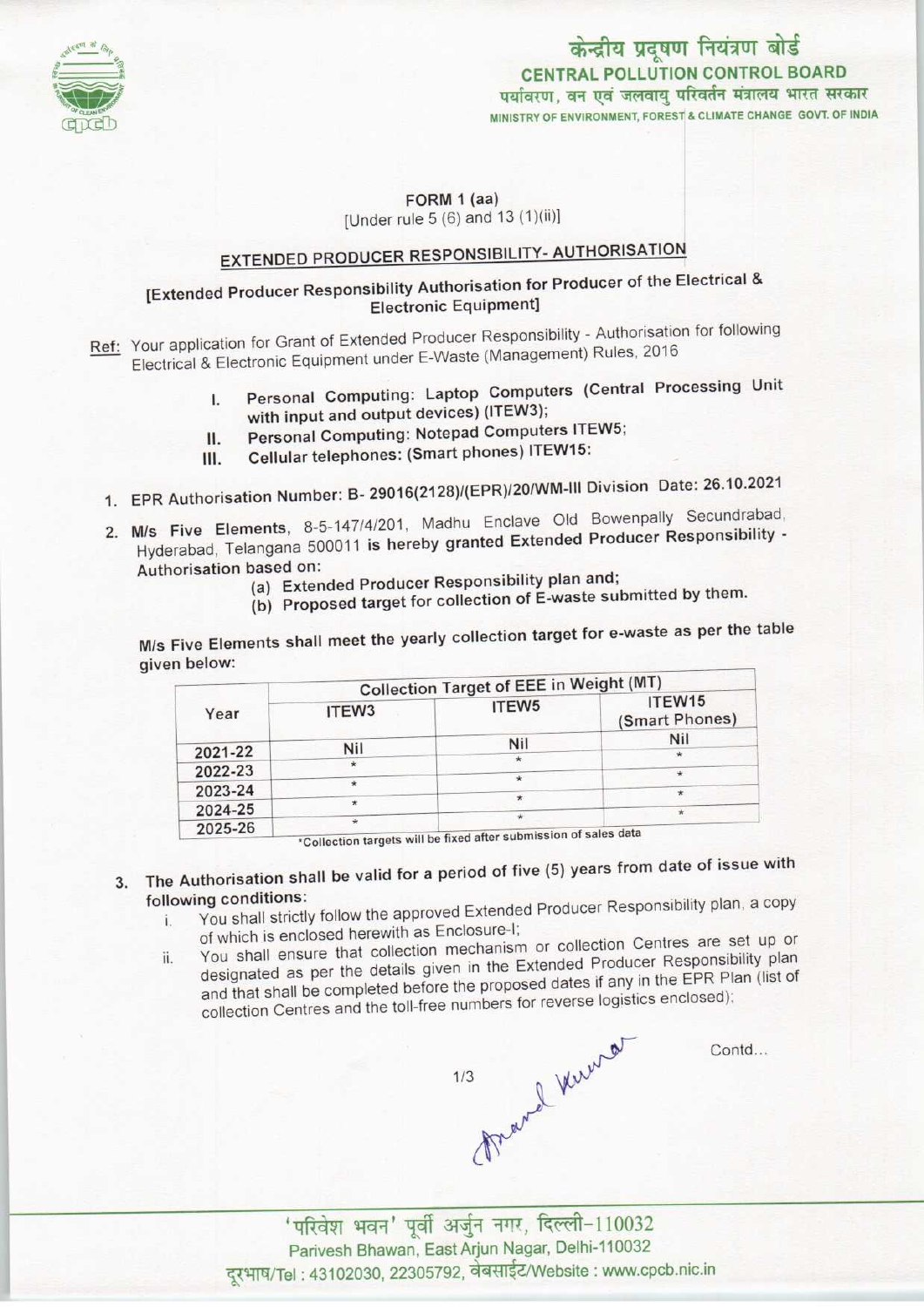केन्द्रीय प्रदूषण नियंत्रण बोर्ड
**CENTRAL POLLUTION CONTROL BOARD**
पर्यावरण, वन एवं जलवायु परिवर्तन मंत्रालय भारत सरकार
MINISTRY OF ENVIRONMENT, FOREST & CLIMATE CHANGE GOVT. OF INDIA

**FORM 1 (aa)**
[Under rule 5 (6) and 13 (1)(ii)]

## EXTENDED PRODUCER RESPONSIBILITY- AUTHORISATION

### [Extended Producer Responsibility Authorisation for Producer of the Electrical & Electronic Equipment]

Ref: Your application for Grant of Extended Producer Responsibility - Authorisation for following Electrical & Electronic Equipment under E-Waste (Management) Rules, 2016

I. **Personal Computing: Laptop Computers (Central Processing Unit with input and output devices) (ITEW3);**
II. **Personal Computing: Notepad Computers ITEW5;**
III. **Cellular telephones: (Smart phones) ITEW15:**

1. EPR Authorisation Number: **B- 29016(2128)/(EPR)/20/WM-III Division** Date: **26.10.2021**

2. **M/s Five Elements**, 8-5-147/4/201, Madhu Enclave Old Bowenpally Secundrabad, Hyderabad, Telangana 500011 **is hereby granted Extended Producer Responsibility - Authorisation based on:**
   (a) **Extended Producer Responsibility plan and;**
   (b) **Proposed target for collection of E-waste submitted by them.**

M/s Five Elements shall meet the yearly collection target for e-waste as per the table given below:

| Year | Collection Target of EEE in Weight (MT) | | |
|---|---|---|---|
| | ITEW3 | ITEW5 | ITEW15 (Smart Phones) |
| 2021-22 | Nil | Nil | Nil |
| 2022-23 | * | * | * |
| 2023-24 | * | * | * |
| 2024-25 | * | * | * |
| 2025-26 | * | * | * |

*Collection targets will be fixed after submission of sales data

3. The Authorisation shall be valid for a period of five (5) years from date of issue with following conditions:
   i. You shall strictly follow the approved Extended Producer Responsibility plan, a copy of which is enclosed herewith as Enclosure-I;
   ii. You shall ensure that collection mechanism or collection Centres are set up or designated as per the details given in the Extended Producer Responsibility plan and that shall be completed before the proposed dates if any in the EPR Plan (list of collection Centres and the toll-free numbers for reverse logistics enclosed);

Contd...

'परिवेश भवन' पूर्वी अर्जुन नगर, दिल्ली-110032
Parivesh Bhawan, East Arjun Nagar, Delhi-110032
दूरभाष/Tel : 43102030, 22305792, वेबसाईट/Website : www.cpcb.nic.in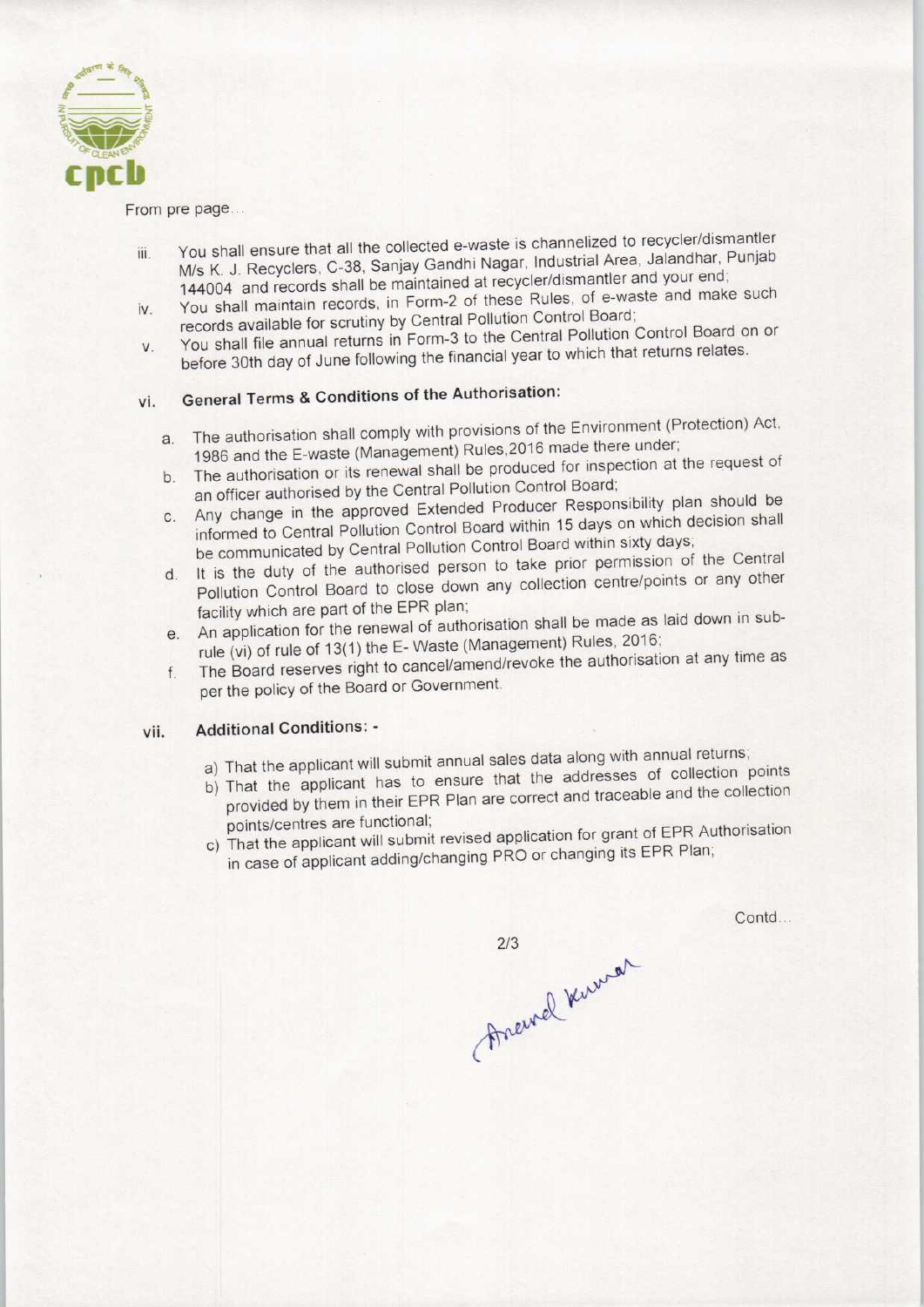From pre page...

iii. You shall ensure that all the collected e-waste is channelized to recycler/dismantler M/s K. J. Recyclers, C-38, Sanjay Gandhi Nagar, Industrial Area, Jalandhar, Punjab 144004 and records shall be maintained at recycler/dismantler and your end;

iv. You shall maintain records, in Form-2 of these Rules, of e-waste and make such records available for scrutiny by Central Pollution Control Board;

v. You shall file annual returns in Form-3 to the Central Pollution Control Board on or before 30th day of June following the financial year to which that returns relates.

vi. **General Terms & Conditions of the Authorisation:**

a. The authorisation shall comply with provisions of the Environment (Protection) Act, 1986 and the E-waste (Management) Rules,2016 made there under;

b. The authorisation or its renewal shall be produced for inspection at the request of an officer authorised by the Central Pollution Control Board;

c. Any change in the approved Extended Producer Responsibility plan should be informed to Central Pollution Control Board within 15 days on which decision shall be communicated by Central Pollution Control Board within sixty days;

d. It is the duty of the authorised person to take prior permission of the Central Pollution Control Board to close down any collection centre/points or any other facility which are part of the EPR plan;

e. An application for the renewal of authorisation shall be made as laid down in sub-rule (vi) of rule of 13(1) the E- Waste (Management) Rules, 2016;

f. The Board reserves right to cancel/amend/revoke the authorisation at any time as per the policy of the Board or Government.

vii. **Additional Conditions: -**

a) That the applicant will submit annual sales data along with annual returns;

b) That the applicant has to ensure that the addresses of collection points provided by them in their EPR Plan are correct and traceable and the collection points/centres are functional;

c) That the applicant will submit revised application for grant of EPR Authorisation in case of applicant adding/changing PRO or changing its EPR Plan;

Contd...

Anand Kumar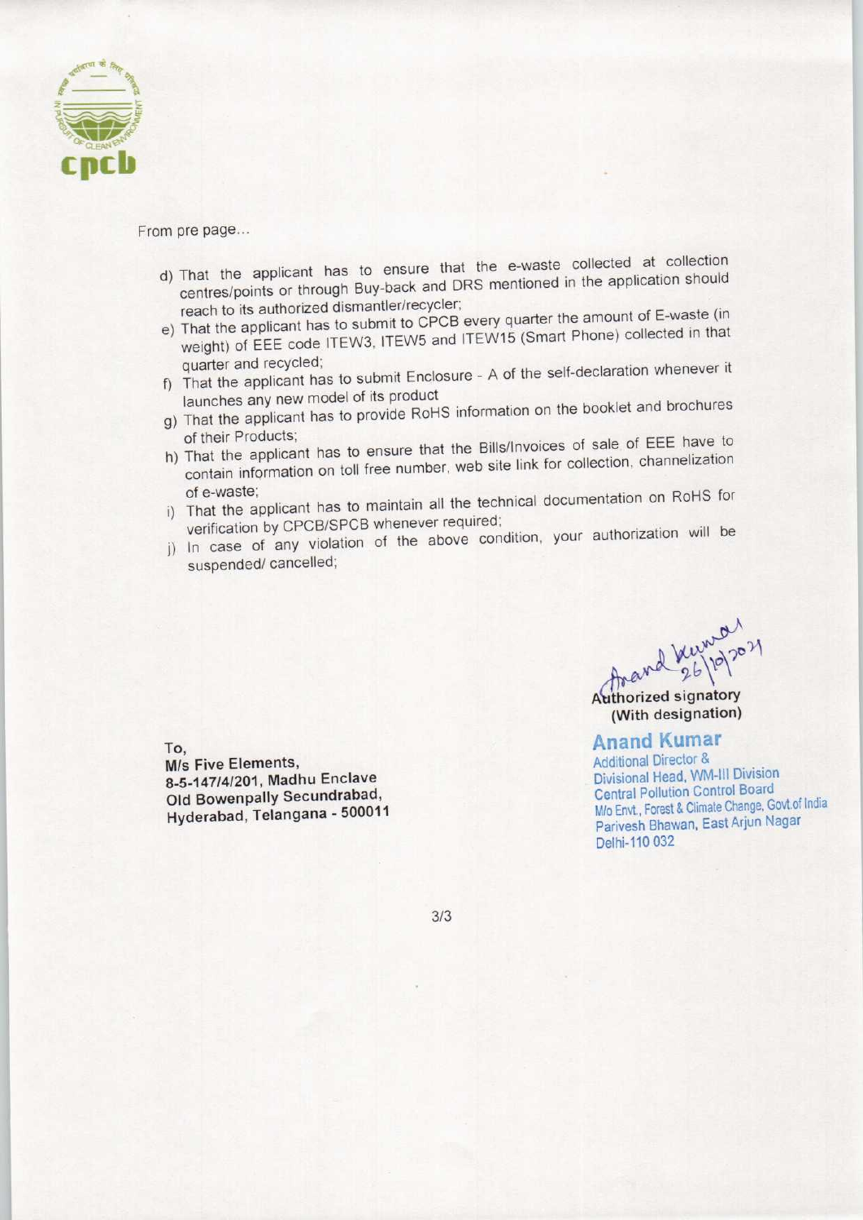From pre page...

d) That the applicant has to ensure that the e-waste collected at collection centres/points or through Buy-back and DRS mentioned in the application should reach to its authorized dismantler/recycler;
e) That the applicant has to submit to CPCB every quarter the amount of E-waste (in weight) of EEE code ITEW3, ITEW5 and ITEW15 (Smart Phone) collected in that quarter and recycled;
f) That the applicant has to submit Enclosure - A of the self-declaration whenever it launches any new model of its product
g) That the applicant has to provide RoHS information on the booklet and brochures of their Products;
h) That the applicant has to ensure that the Bills/Invoices of sale of EEE have to contain information on toll free number, web site link for collection, channelization of e-waste;
i) That the applicant has to maintain all the technical documentation on RoHS for verification by CPCB/SPCB whenever required;
j) In case of any violation of the above condition, your authorization will be suspended/ cancelled;

Anand Kumar
26/10/2021

**Authorized signatory**
**(With designation)**

**Anand Kumar**
Additional Director &
Divisional Head, WM-III Division
Central Pollution Control Board
M/o Envt., Forest & Climate Change, Govt.of India
Parivesh Bhawan, East Arjun Nagar
Delhi-110 032

To,
**M/s Five Elements,**
**8-5-147/4/201, Madhu Enclave**
**Old Bowenpally Secundrabad,**
**Hyderabad, Telangana - 500011**